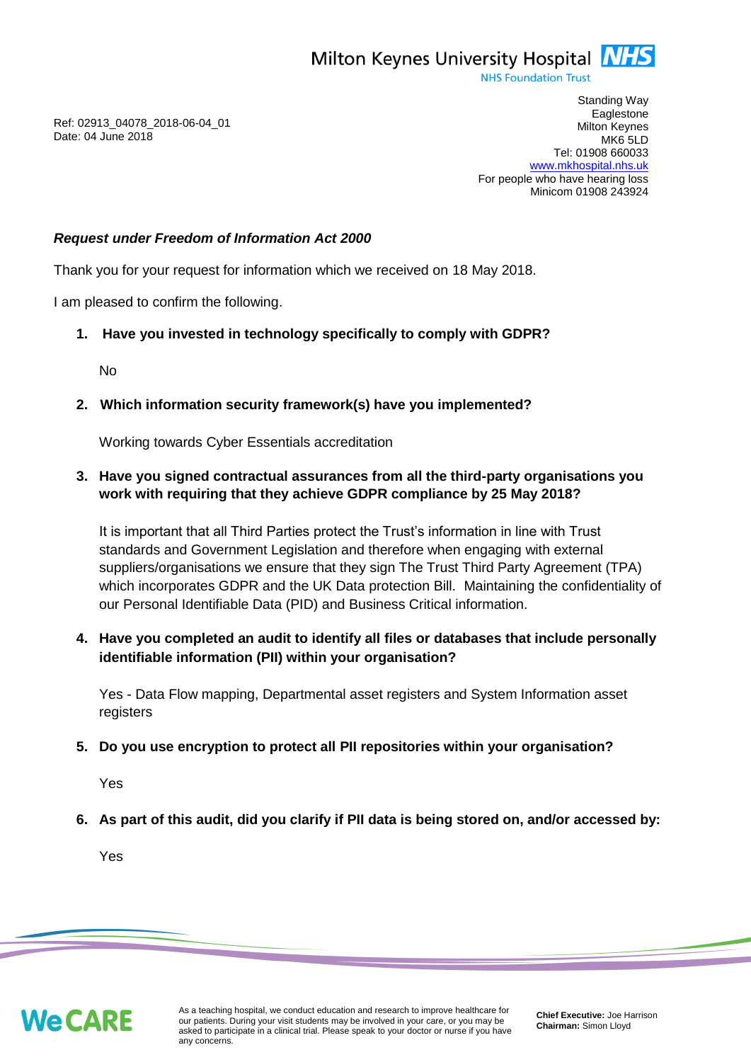Milton Keynes University Hospital NHS
NHS Foundation Trust

Ref: 02913_04078_2018-06-04_01
Date: 04 June 2018

Standing Way
Eaglestone
Milton Keynes
MK6 5LD
Tel: 01908 660033
www.mkhospital.nhs.uk
For people who have hearing loss
Minicom 01908 243924

***Request under Freedom of Information Act 2000***

Thank you for your request for information which we received on 18 May 2018.

I am pleased to confirm the following.

1. **Have you invested in technology specifically to comply with GDPR?**

   No

2. **Which information security framework(s) have you implemented?**

   Working towards Cyber Essentials accreditation

3. **Have you signed contractual assurances from all the third-party organisations you work with requiring that they achieve GDPR compliance by 25 May 2018?**

   It is important that all Third Parties protect the Trust's information in line with Trust standards and Government Legislation and therefore when engaging with external suppliers/organisations we ensure that they sign The Trust Third Party Agreement (TPA) which incorporates GDPR and the UK Data protection Bill. Maintaining the confidentiality of our Personal Identifiable Data (PID) and Business Critical information.

4. **Have you completed an audit to identify all files or databases that include personally identifiable information (PII) within your organisation?**

   Yes - Data Flow mapping, Departmental asset registers and System Information asset registers

5. **Do you use encryption to protect all PII repositories within your organisation?**

   Yes

6. **As part of this audit, did you clarify if PII data is being stored on, and/or accessed by:**

   Yes

WeCARE

As a teaching hospital, we conduct education and research to improve healthcare for our patients. During your visit students may be involved in your care, or you may be asked to participate in a clinical trial. Please speak to your doctor or nurse if you have any concerns.

**Chief Executive:** Joe Harrison
**Chairman:** Simon Lloyd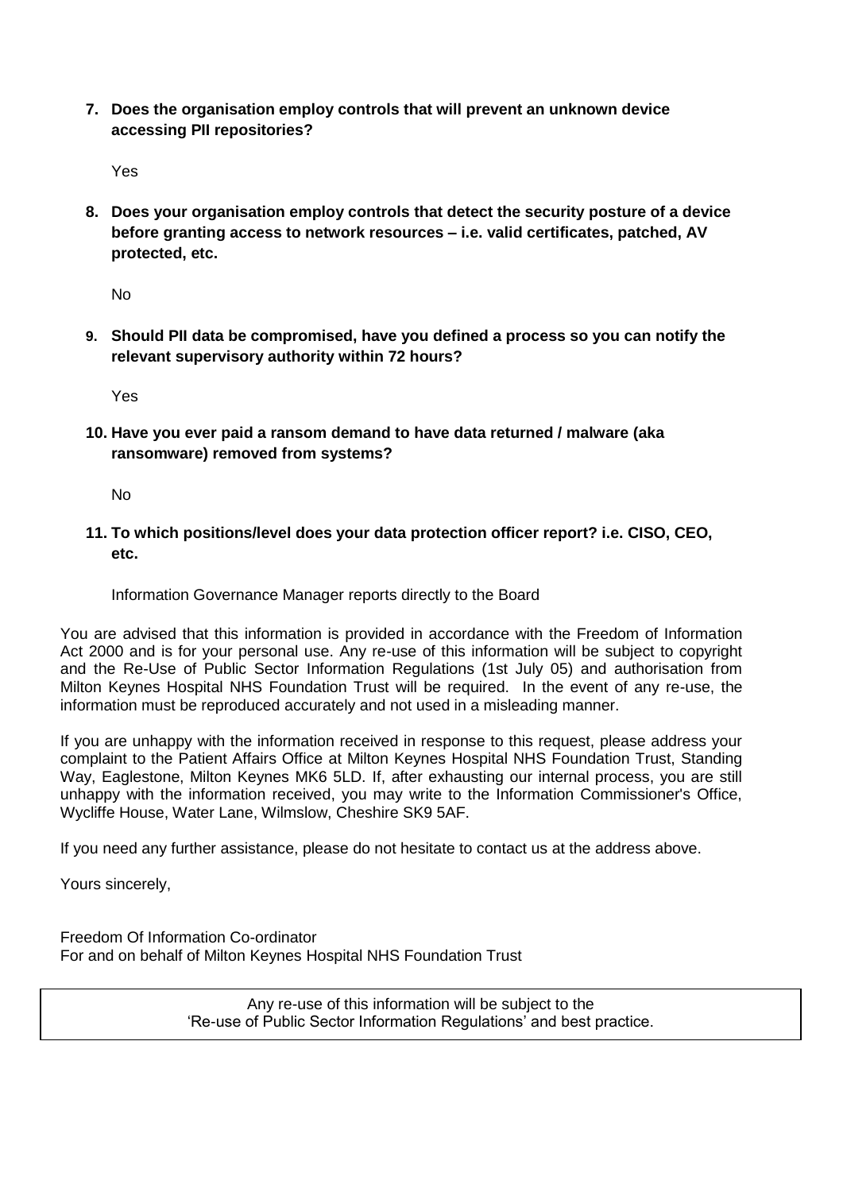**7. Does the organisation employ controls that will prevent an unknown device accessing PII repositories?**

Yes

**8. Does your organisation employ controls that detect the security posture of a device before granting access to network resources – i.e. valid certificates, patched, AV protected, etc.**

No

**9. Should PII data be compromised, have you defined a process so you can notify the relevant supervisory authority within 72 hours?**

Yes

**10. Have you ever paid a ransom demand to have data returned / malware (aka ransomware) removed from systems?**

No

**11. To which positions/level does your data protection officer report? i.e. CISO, CEO, etc.**

Information Governance Manager reports directly to the Board

You are advised that this information is provided in accordance with the Freedom of Information Act 2000 and is for your personal use. Any re-use of this information will be subject to copyright and the Re-Use of Public Sector Information Regulations (1st July 05) and authorisation from Milton Keynes Hospital NHS Foundation Trust will be required. In the event of any re-use, the information must be reproduced accurately and not used in a misleading manner.

If you are unhappy with the information received in response to this request, please address your complaint to the Patient Affairs Office at Milton Keynes Hospital NHS Foundation Trust, Standing Way, Eaglestone, Milton Keynes MK6 5LD. If, after exhausting our internal process, you are still unhappy with the information received, you may write to the Information Commissioner's Office, Wycliffe House, Water Lane, Wilmslow, Cheshire SK9 5AF.

If you need any further assistance, please do not hesitate to contact us at the address above.

Yours sincerely,

Freedom Of Information Co-ordinator
For and on behalf of Milton Keynes Hospital NHS Foundation Trust

Any re-use of this information will be subject to the
'Re-use of Public Sector Information Regulations' and best practice.